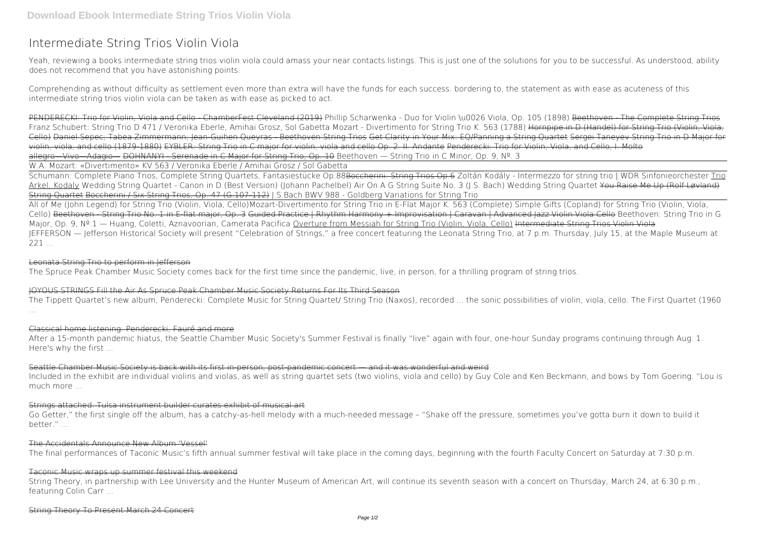# Intermediate String Trios Violin Viola

Yeah, reviewing a books intermediate string trios violin viola could amass your near contacts listings. This is just one of the solutions for you to be successful. As understood, ability does not recommend that you have astonishing points.

Comprehending as without difficulty as settlement even more than extra will have the funds for each success. bordering to, the statement as with ease as acuteness of this intermediate string trios violin viola can be taken as with ease as picked to act.

PENDERECKI: Trio for Violin, Viola and Cello - ChamberFest Cleveland (2019) Phillip Scharwenka - Duo for Violin \u0026 Viola, Op. 105 (1898) Beethoven - The Complete String Trios Franz Schubert: String Trio D 471 / Veronika Eberle, Amihai Grosz, Sol Gabetta Mozart - Divertimento for String Trio K. 563 (1788) Hornpipe in D (Handel) for String Trio (Violin, Viola, Cello) Daniel Sepec, Tabea Zimmermann, Jean-Guihen Queyras - Beethoven String Trios Get Clarity in Your Mix: EQ/Panning a String Quartet Sergei Taneyev String Trio in D Major for violin, viola, and cello (1879-1880) EYBLER: String Trio in C major for violin, viola and cello Op. 2. II. Andante Penderecki: Trio for Violin, Viola, and Cello, I. Molto allegro—Vivo—Adagio— DOHNANYI - Serenade in C Major for String Trio, Op. 10 Beethoven — String Trio in C Minor, Op. 9, Nº. 3

W.A. Mozart: «Divertimento» KV 563 / Veronika Eberle / Amihai Grosz / Sol Gabetta

Schumann: Complete Piano Trios, Complete String Quartets, Fantasiestücke Op.88Boccherini: String Trios Op.6 Zoltán Kodály - Intermezzo for string trio | WDR Sinfonieorchester Trio Arkel, Kodaly Wedding String Quartet - Canon in D (Best Version) (Johann Pachelbel) Air On A G String Suite No. 3 (J.S. Bach) Wedding String Quartet You Raise Me Up (Rolf Løvland) String Quartet Boccherini / Six String Trios, Op. 47 (G.107-112) J.S.Bach BWV 988 - Goldberg Variations for String Trio

All of Me (John Legend) for String Trio (Violin, Viola, Cello)Mozart-Divertimento for String Trio in E-Flat Major K. 563 (Complete) Simple Gifts (Copland) for String Trio (Violin, Viola, Cello) Beethoven - String Trio No. 1 in E-flat major, Op. 3 Guided Practice | Rhythm Harmony + Improvisation | Caravan | Advanced Jazz Violin Viola Cello Beethoven: String Trio in G Major, Op. 9, Nº.1 — Huang, Coletti, Aznavoorian, Camerata Pacifica Overture from Messiah for String Trio (Violin, Viola, Cello) Intermediate String Trios Violin Viola
JEFFERSON — Jefferson Historical Society will present "Celebration of Strings," a free concert featuring the Leonata String Trio, at 7 p.m. Thursday, July 15, at the Maple Museum at 221 ...

## Leonata String Trio to perform in Jefferson

The Spruce Peak Chamber Music Society comes back for the first time since the pandemic, live, in person, for a thrilling program of string trios.

## JOYOUS STRINGS Fill the Air As Spruce Peak Chamber Music Society Returns For Its Third Season

The Tippett Quartet's new album, Penderecki: Complete Music for String Quartet/ String Trio (Naxos), recorded ... the sonic possibilities of violin, viola, cello. The First Quartet (1960 ...

## Classical home listening: Penderecki, Fauré and more

After a 15-month pandemic hiatus, the Seattle Chamber Music Society's Summer Festival is finally "live" again with four, one-hour Sunday programs continuing through Aug. 1. Here's why the first ...

## Seattle Chamber Music Society is back with its first in-person, post-pandemic concert — and it was wonderful and weird

Included in the exhibit are individual violins and violas, as well as string quartet sets (two violins, viola and cello) by Guy Cole and Ken Beckmann, and bows by Tom Goering. "Lou is much more ...

## Strings attached: Tulsa instrument builder curates exhibit of musical art

Go Getter," the first single off the album, has a catchy-as-hell melody with a much-needed message – "Shake off the pressure, sometimes you've gotta burn it down to build it better." ...

## The Accidentals Announce New Album 'Vessel'

The final performances of Taconic Music's fifth annual summer festival will take place in the coming days, beginning with the fourth Faculty Concert on Saturday at 7:30 p.m.

## Taconic Music wraps up summer festival this weekend

String Theory, in partnership with Lee University and the Hunter Museum of American Art, will continue its seventh season with a concert on Thursday, March 24, at 6:30 p.m., featuring Colin Carr ...

## String Theory To Present March 24 Concert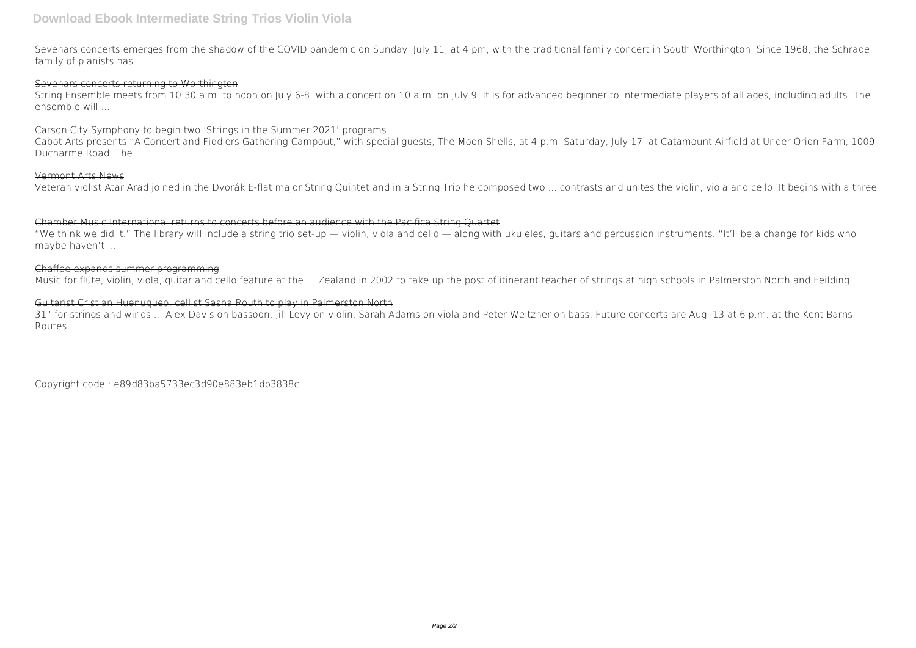Sevenars concerts emerges from the shadow of the COVID pandemic on Sunday, July 11, at 4 pm, with the traditional family concert in South Worthington. Since 1968, the Schrade family of pianists has ...

Sevenars concerts returning to Worthington

String Ensemble meets from 10:30 a.m. to noon on July 6-8, with a concert on 10 a.m. on July 9. It is for advanced beginner to intermediate players of all ages, including adults. The ensemble will ...

Carson City Symphony to begin two 'Strings in the Summer 2021' programs

Cabot Arts presents "A Concert and Fiddlers Gathering Campout," with special guests, The Moon Shells, at 4 p.m. Saturday, July 17, at Catamount Airfield at Under Orion Farm, 1009 Ducharme Road. The ...

Vermont Arts News

Veteran violist Atar Arad joined in the Dvorák E-flat major String Quintet and in a String Trio he composed two ... contrasts and unites the violin, viola and cello. It begins with a three ...

Chamber Music International returns to concerts before an audience with the Pacifica String Quartet

"We think we did it." The library will include a string trio set-up — violin, viola and cello — along with ukuleles, guitars and percussion instruments. "It'll be a change for kids who maybe haven't ...

Chaffee expands summer programming

Music for flute, violin, viola, guitar and cello feature at the ... Zealand in 2002 to take up the post of itinerant teacher of strings at high schools in Palmerston North and Feilding.

Guitarist Cristian Huenuqueo, cellist Sasha Routh to play in Palmerston North

31" for strings and winds ... Alex Davis on bassoon, Jill Levy on violin, Sarah Adams on viola and Peter Weitzner on bass. Future concerts are Aug. 13 at 6 p.m. at the Kent Barns, Routes ...

Copyright code : e89d83ba5733ec3d90e883eb1db3838c